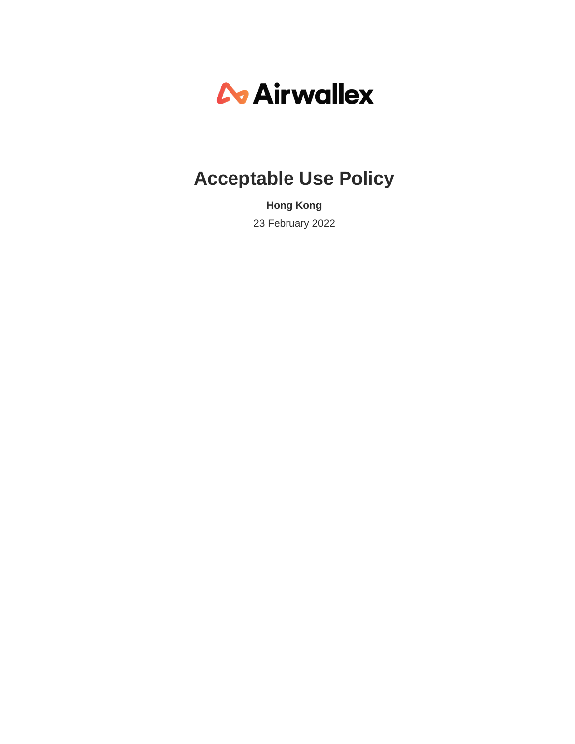Airwallex

# Acceptable Use Policy

**Hong Kong**

23 February 2022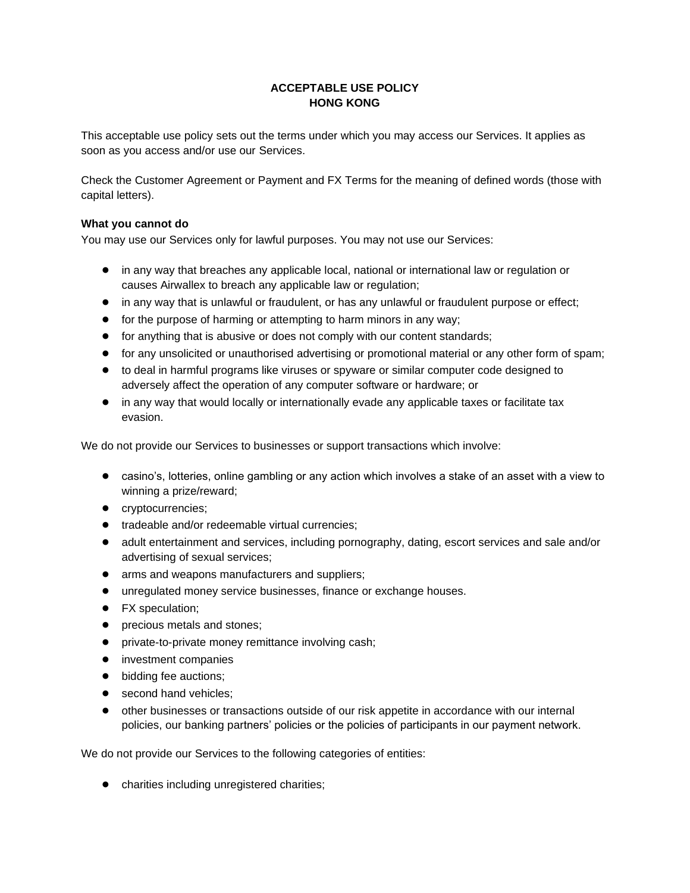**ACCEPTABLE USE POLICY**
**HONG KONG**

This acceptable use policy sets out the terms under which you may access our Services. It applies as soon as you access and/or use our Services.

Check the Customer Agreement or Payment and FX Terms for the meaning of defined words (those with capital letters).

**What you cannot do**

You may use our Services only for lawful purposes. You may not use our Services:

- in any way that breaches any applicable local, national or international law or regulation or causes Airwallex to breach any applicable law or regulation;
- in any way that is unlawful or fraudulent, or has any unlawful or fraudulent purpose or effect;
- for the purpose of harming or attempting to harm minors in any way;
- for anything that is abusive or does not comply with our content standards;
- for any unsolicited or unauthorised advertising or promotional material or any other form of spam;
- to deal in harmful programs like viruses or spyware or similar computer code designed to adversely affect the operation of any computer software or hardware; or
- in any way that would locally or internationally evade any applicable taxes or facilitate tax evasion.

We do not provide our Services to businesses or support transactions which involve:

- casino's, lotteries, online gambling or any action which involves a stake of an asset with a view to winning a prize/reward;
- cryptocurrencies;
- tradeable and/or redeemable virtual currencies;
- adult entertainment and services, including pornography, dating, escort services and sale and/or advertising of sexual services;
- arms and weapons manufacturers and suppliers;
- unregulated money service businesses, finance or exchange houses.
- FX speculation;
- precious metals and stones;
- private-to-private money remittance involving cash;
- investment companies
- bidding fee auctions;
- second hand vehicles;
- other businesses or transactions outside of our risk appetite in accordance with our internal policies, our banking partners' policies or the policies of participants in our payment network.

We do not provide our Services to the following categories of entities:

- charities including unregistered charities;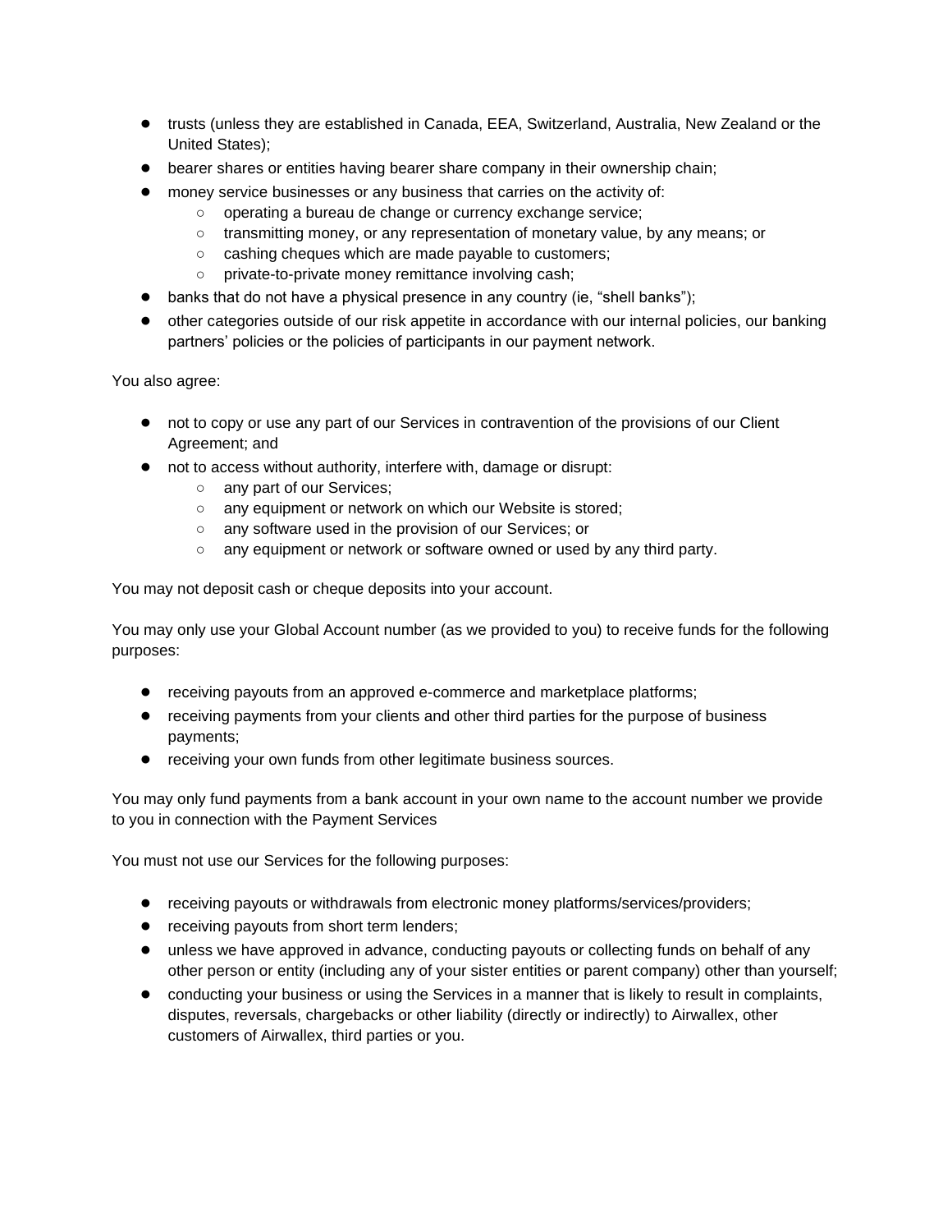- trusts (unless they are established in Canada, EEA, Switzerland, Australia, New Zealand or the United States);
- bearer shares or entities having bearer share company in their ownership chain;
- money service businesses or any business that carries on the activity of:
    - operating a bureau de change or currency exchange service;
    - transmitting money, or any representation of monetary value, by any means; or
    - cashing cheques which are made payable to customers;
    - private-to-private money remittance involving cash;
- banks that do not have a physical presence in any country (ie, "shell banks");
- other categories outside of our risk appetite in accordance with our internal policies, our banking partners' policies or the policies of participants in our payment network.

You also agree:

- not to copy or use any part of our Services in contravention of the provisions of our Client Agreement; and
- not to access without authority, interfere with, damage or disrupt:
    - any part of our Services;
    - any equipment or network on which our Website is stored;
    - any software used in the provision of our Services; or
    - any equipment or network or software owned or used by any third party.

You may not deposit cash or cheque deposits into your account.

You may only use your Global Account number (as we provided to you) to receive funds for the following purposes:

- receiving payouts from an approved e-commerce and marketplace platforms;
- receiving payments from your clients and other third parties for the purpose of business payments;
- receiving your own funds from other legitimate business sources.

You may only fund payments from a bank account in your own name to the account number we provide to you in connection with the Payment Services

You must not use our Services for the following purposes:

- receiving payouts or withdrawals from electronic money platforms/services/providers;
- receiving payouts from short term lenders;
- unless we have approved in advance, conducting payouts or collecting funds on behalf of any other person or entity (including any of your sister entities or parent company) other than yourself;
- conducting your business or using the Services in a manner that is likely to result in complaints, disputes, reversals, chargebacks or other liability (directly or indirectly) to Airwallex, other customers of Airwallex, third parties or you.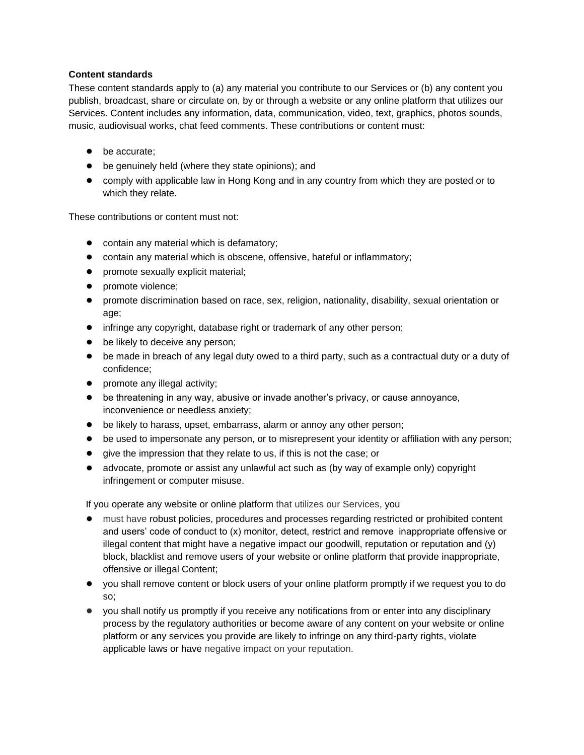**Content standards**

These content standards apply to (a) any material you contribute to our Services or (b) any content you publish, broadcast, share or circulate on, by or through a website or any online platform that utilizes our Services. Content includes any information, data, communication, video, text, graphics, photos sounds, music, audiovisual works, chat feed comments. These contributions or content must:

- be accurate;
- be genuinely held (where they state opinions); and
- comply with applicable law in Hong Kong and in any country from which they are posted or to which they relate.

These contributions or content must not:

- contain any material which is defamatory;
- contain any material which is obscene, offensive, hateful or inflammatory;
- promote sexually explicit material;
- promote violence;
- promote discrimination based on race, sex, religion, nationality, disability, sexual orientation or age;
- infringe any copyright, database right or trademark of any other person;
- be likely to deceive any person;
- be made in breach of any legal duty owed to a third party, such as a contractual duty or a duty of confidence;
- promote any illegal activity;
- be threatening in any way, abusive or invade another's privacy, or cause annoyance, inconvenience or needless anxiety;
- be likely to harass, upset, embarrass, alarm or annoy any other person;
- be used to impersonate any person, or to misrepresent your identity or affiliation with any person;
- give the impression that they relate to us, if this is not the case; or
- advocate, promote or assist any unlawful act such as (by way of example only) copyright infringement or computer misuse.

If you operate any website or online platform that utilizes our Services, you

- must have robust policies, procedures and processes regarding restricted or prohibited content and users' code of conduct to (x) monitor, detect, restrict and remove inappropriate offensive or illegal content that might have a negative impact our goodwill, reputation or reputation and (y) block, blacklist and remove users of your website or online platform that provide inappropriate, offensive or illegal Content;
- you shall remove content or block users of your online platform promptly if we request you to do so;
- you shall notify us promptly if you receive any notifications from or enter into any disciplinary process by the regulatory authorities or become aware of any content on your website or online platform or any services you provide are likely to infringe on any third-party rights, violate applicable laws or have negative impact on your reputation.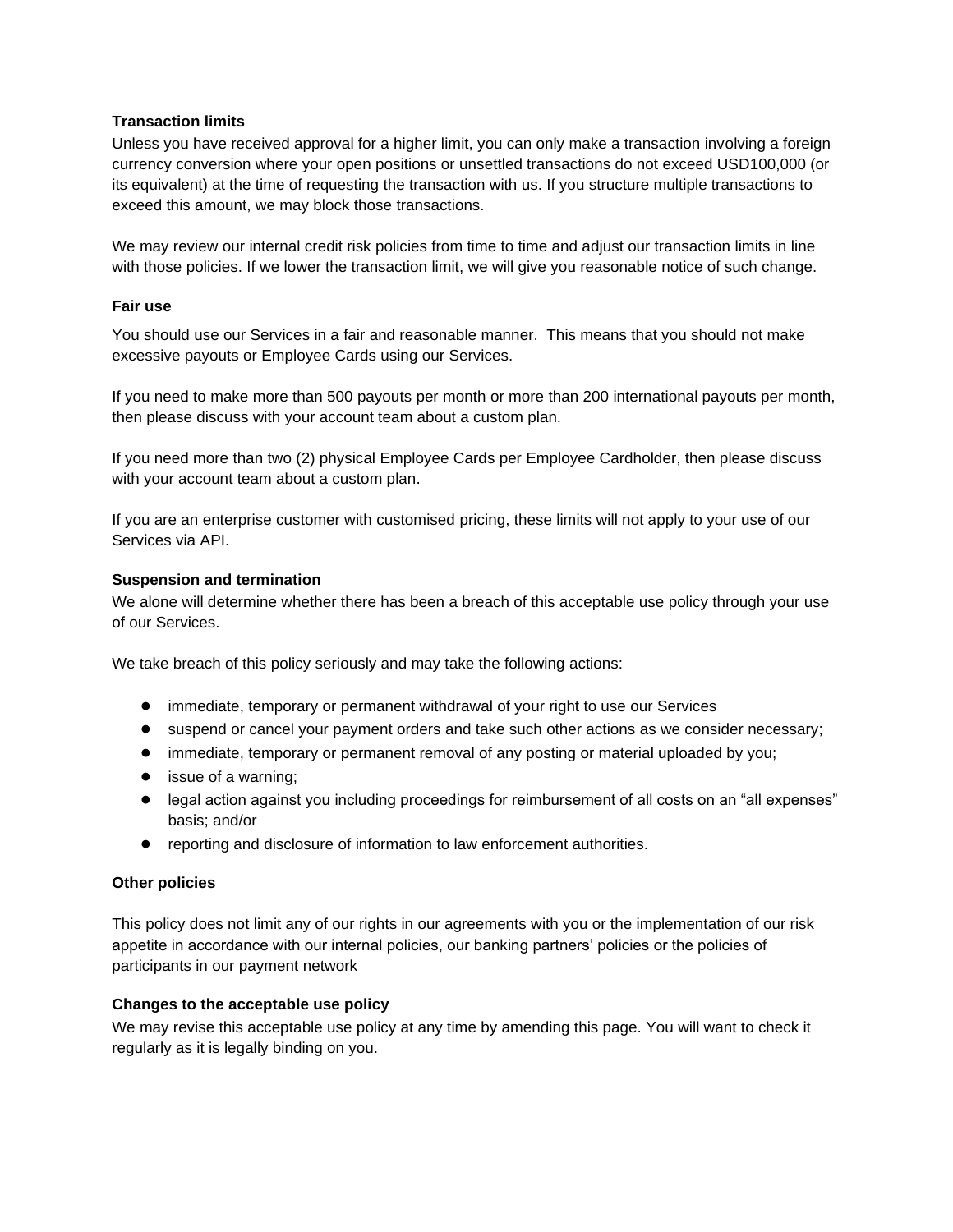**Transaction limits**

Unless you have received approval for a higher limit, you can only make a transaction involving a foreign currency conversion where your open positions or unsettled transactions do not exceed USD100,000 (or its equivalent) at the time of requesting the transaction with us. If you structure multiple transactions to exceed this amount, we may block those transactions.

We may review our internal credit risk policies from time to time and adjust our transaction limits in line with those policies. If we lower the transaction limit, we will give you reasonable notice of such change.

**Fair use**

You should use our Services in a fair and reasonable manner. This means that you should not make excessive payouts or Employee Cards using our Services.

If you need to make more than 500 payouts per month or more than 200 international payouts per month, then please discuss with your account team about a custom plan.

If you need more than two (2) physical Employee Cards per Employee Cardholder, then please discuss with your account team about a custom plan.

If you are an enterprise customer with customised pricing, these limits will not apply to your use of our Services via API.

**Suspension and termination**

We alone will determine whether there has been a breach of this acceptable use policy through your use of our Services.

We take breach of this policy seriously and may take the following actions:

- immediate, temporary or permanent withdrawal of your right to use our Services
- suspend or cancel your payment orders and take such other actions as we consider necessary;
- immediate, temporary or permanent removal of any posting or material uploaded by you;
- issue of a warning;
- legal action against you including proceedings for reimbursement of all costs on an "all expenses" basis; and/or
- reporting and disclosure of information to law enforcement authorities.

**Other policies**

This policy does not limit any of our rights in our agreements with you or the implementation of our risk appetite in accordance with our internal policies, our banking partners' policies or the policies of participants in our payment network

**Changes to the acceptable use policy**

We may revise this acceptable use policy at any time by amending this page. You will want to check it regularly as it is legally binding on you.